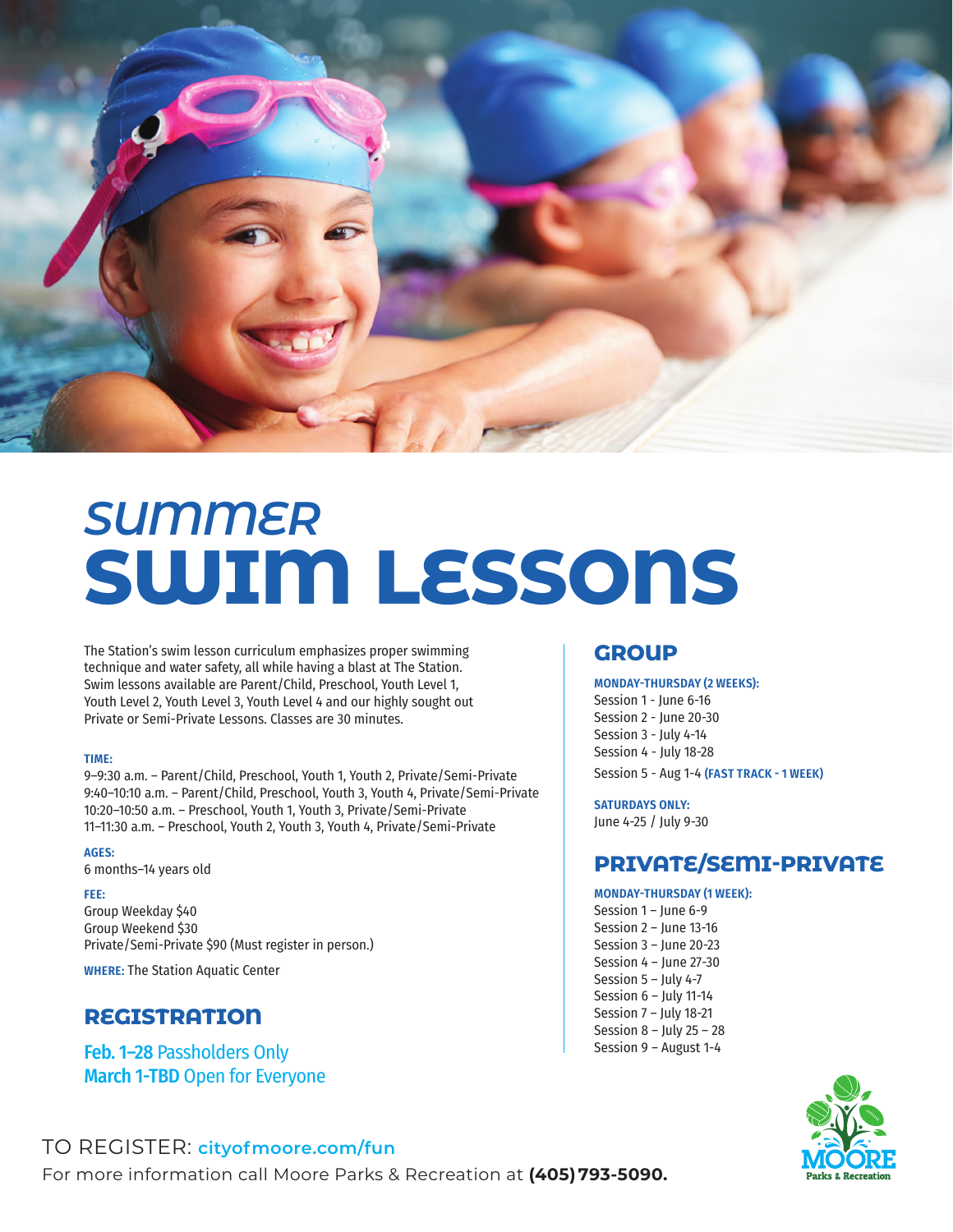# *SUMMER* SWIM LESSONS

The Station's swim lesson curriculum emphasizes proper swimming technique and water safety, all while having a blast at The Station. Swim lessons available are Parent/Child, Preschool, Youth Level 1, Youth Level 2, Youth Level 3, Youth Level 4 and our highly sought out Private or Semi-Private Lessons. Classes are 30 minutes.

**TIME:**
9–9:30 a.m. – Parent/Child, Preschool, Youth 1, Youth 2, Private/Semi-Private
9:40–10:10 a.m. – Parent/Child, Preschool, Youth 3, Youth 4, Private/Semi-Private
10:20–10:50 a.m. – Preschool, Youth 1, Youth 3, Private/Semi-Private
11–11:30 a.m. – Preschool, Youth 2, Youth 3, Youth 4, Private/Semi-Private

**AGES:**
6 months–14 years old

**FEE:**
Group Weekday $40
Group Weekend $30
Private/Semi-Private $90 (Must register in person.)

**WHERE:** The Station Aquatic Center

## REGISTRATION

**Feb. 1–28** Passholders Only
**March 1-TBD** Open for Everyone

## GROUP

**MONDAY-THURSDAY (2 WEEKS):**
Session 1 - June 6-16
Session 2 - June 20-30
Session 3 - July 4-14
Session 4 - July 18-28
Session 5 - Aug 1-4 **(FAST TRACK - 1 WEEK)**

**SATURDAYS ONLY:**
June 4-25 / July 9-30

## PRIVATE/SEMI-PRIVATE

**MONDAY-THURSDAY (1 WEEK):**
Session 1 – June 6-9
Session 2 – June 13-16
Session 3 – June 20-23
Session 4 – June 27-30
Session 5 – July 4-7
Session 6 – July 11-14
Session 7 – July 18-21
Session 8 – July 25 – 28
Session 9 – August 1-4

TO REGISTER: **cityofmoore.com/fun**
For more information call Moore Parks & Recreation at **(405) 793-5090.**

MOORE Parks & Recreation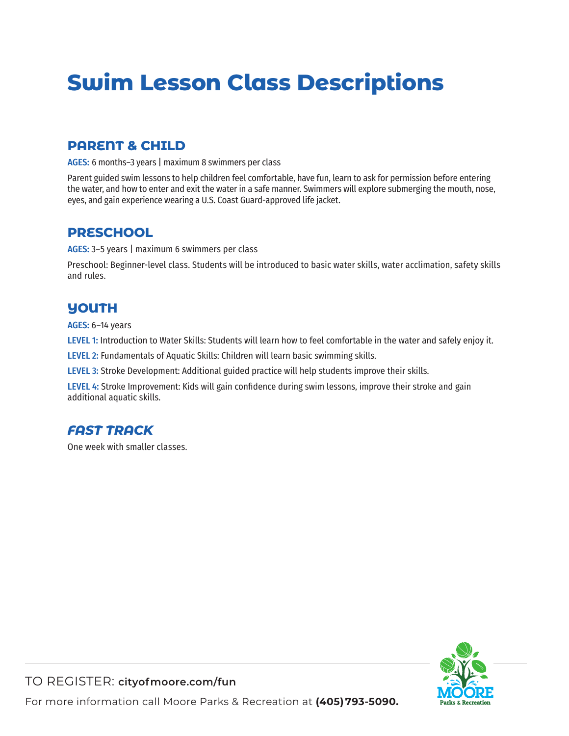# Swim Lesson Class Descriptions

## PARENT & CHILD

**AGES:** 6 months–3 years | maximum 8 swimmers per class

Parent guided swim lessons to help children feel comfortable, have fun, learn to ask for permission before entering the water, and how to enter and exit the water in a safe manner. Swimmers will explore submerging the mouth, nose, eyes, and gain experience wearing a U.S. Coast Guard-approved life jacket.

## PRESCHOOL

**AGES:** 3–5 years | maximum 6 swimmers per class

Preschool: Beginner-level class. Students will be introduced to basic water skills, water acclimation, safety skills and rules.

## YOUTH

**AGES:** 6–14 years

**LEVEL 1:** Introduction to Water Skills: Students will learn how to feel comfortable in the water and safely enjoy it.

**LEVEL 2:** Fundamentals of Aquatic Skills: Children will learn basic swimming skills.

**LEVEL 3:** Stroke Development: Additional guided practice will help students improve their skills.

**LEVEL 4:** Stroke Improvement: Kids will gain confidence during swim lessons, improve their stroke and gain additional aquatic skills.

## *FAST TRACK*

One week with smaller classes.

TO REGISTER: **cityofmoore.com/fun**

For more information call Moore Parks & Recreation at **(405) 793-5090.**

MOORE Parks & Recreation